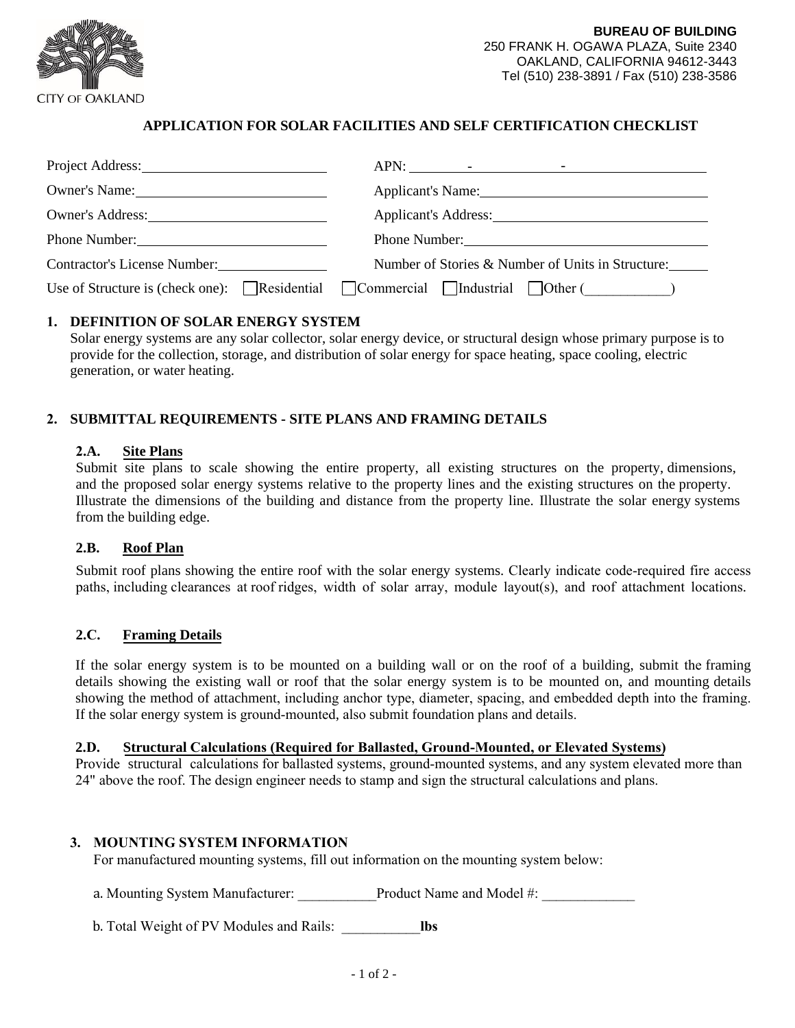**BUREAU OF BUILDING**
250 FRANK H. OGAWA PLAZA, Suite 2340
OAKLAND, CALIFORNIA 94612-3443
Tel (510) 238-3891 / Fax (510) 238-3586

CITY OF OAKLAND

# APPLICATION FOR SOLAR FACILITIES AND SELF CERTIFICATION CHECKLIST

Project Address: ____________________ APN: ______ - ______ - ______

Owner's Name: ____________________ Applicant's Name: ____________________

Owner's Address: ____________________ Applicant's Address: ____________________

Phone Number: ____________________ Phone Number: ____________________

Contractor's License Number: ____________ Number of Stories & Number of Units in Structure: ______

Use of Structure is (check one): ☐ Residential ☐ Commercial ☐ Industrial ☐ Other (___________)

## 1. DEFINITION OF SOLAR ENERGY SYSTEM

Solar energy systems are any solar collector, solar energy device, or structural design whose primary purpose is to provide for the collection, storage, and distribution of solar energy for space heating, space cooling, electric generation, or water heating.

## 2. SUBMITTAL REQUIREMENTS - SITE PLANS AND FRAMING DETAILS

### 2.A. Site Plans

Submit site plans to scale showing the entire property, all existing structures on the property, dimensions, and the proposed solar energy systems relative to the property lines and the existing structures on the property. Illustrate the dimensions of the building and distance from the property line. Illustrate the solar energy systems from the building edge.

### 2.B. Roof Plan

Submit roof plans showing the entire roof with the solar energy systems. Clearly indicate code-required fire access paths, including clearances at roof ridges, width of solar array, module layout(s), and roof attachment locations.

### 2.C. Framing Details

If the solar energy system is to be mounted on a building wall or on the roof of a building, submit the framing details showing the existing wall or roof that the solar energy system is to be mounted on, and mounting details showing the method of attachment, including anchor type, diameter, spacing, and embedded depth into the framing. If the solar energy system is ground-mounted, also submit foundation plans and details.

### 2.D. Structural Calculations (Required for Ballasted, Ground-Mounted, or Elevated Systems)

Provide structural calculations for ballasted systems, ground-mounted systems, and any system elevated more than 24" above the roof. The design engineer needs to stamp and sign the structural calculations and plans.

## 3. MOUNTING SYSTEM INFORMATION

For manufactured mounting systems, fill out information on the mounting system below:

a. Mounting System Manufacturer: ___________ Product Name and Model #: _____________

b. Total Weight of PV Modules and Rails: ___________ **lbs**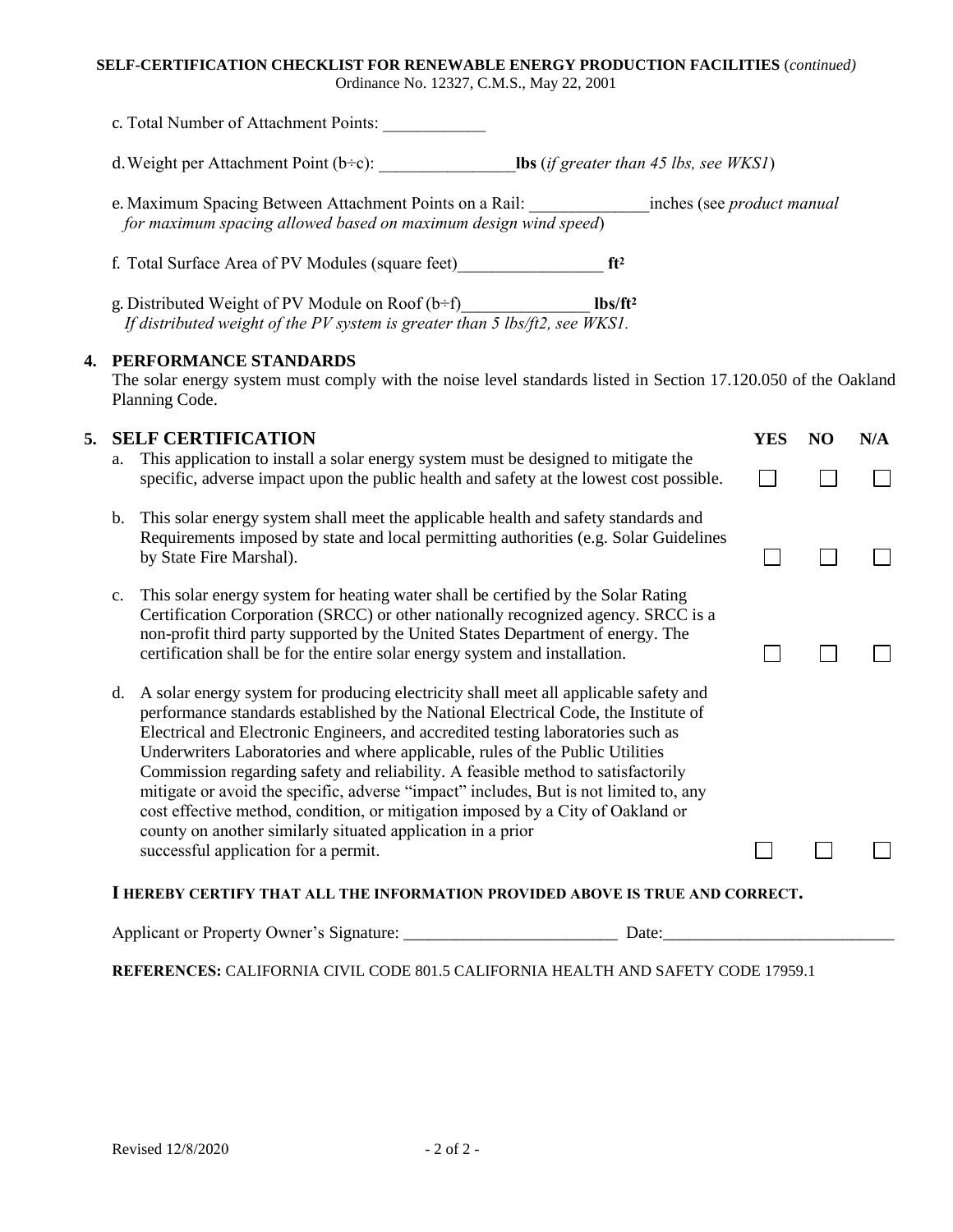**SELF-CERTIFICATION CHECKLIST FOR RENEWABLE ENERGY PRODUCTION FACILITIES** (*continued*)
Ordinance No. 12327, C.M.S., May 22, 2001

c. Total Number of Attachment Points: ____________

d. Weight per Attachment Point (b÷c): ________________**lbs** (*if greater than 45 lbs, see WKS1*)

e. Maximum Spacing Between Attachment Points on a Rail: ______________inches (see *product manual for maximum spacing allowed based on maximum design wind speed*)

f. Total Surface Area of PV Modules (square feet)_________________ **ft²**

g. Distributed Weight of PV Module on Roof (b÷f)_______________ **lbs/ft²**
*If distributed weight of the PV system is greater than 5 lbs/ft2, see WKS1.*

## 4. PERFORMANCE STANDARDS

The solar energy system must comply with the noise level standards listed in Section 17.120.050 of the Oakland Planning Code.

## 5. SELF CERTIFICATION

| | YES | NO | N/A |
|---|---|---|---|
| a. This application to install a solar energy system must be designed to mitigate the specific, adverse impact upon the public health and safety at the lowest cost possible. | ☐ | ☐ | ☐ |
| b. This solar energy system shall meet the applicable health and safety standards and Requirements imposed by state and local permitting authorities (e.g. Solar Guidelines by State Fire Marshal). | ☐ | ☐ | ☐ |
| c. This solar energy system for heating water shall be certified by the Solar Rating Certification Corporation (SRCC) or other nationally recognized agency. SRCC is a non-profit third party supported by the United States Department of energy. The certification shall be for the entire solar energy system and installation. | ☐ | ☐ | ☐ |
| d. A solar energy system for producing electricity shall meet all applicable safety and performance standards established by the National Electrical Code, the Institute of Electrical and Electronic Engineers, and accredited testing laboratories such as Underwriters Laboratories and where applicable, rules of the Public Utilities Commission regarding safety and reliability. A feasible method to satisfactorily mitigate or avoid the specific, adverse "impact" includes, But is not limited to, any cost effective method, condition, or mitigation imposed by a City of Oakland or county on another similarly situated application in a prior successful application for a permit. | ☐ | ☐ | ☐ |

**I HEREBY CERTIFY THAT ALL THE INFORMATION PROVIDED ABOVE IS TRUE AND CORRECT.**

Applicant or Property Owner's Signature: _________________________ Date:___________________________

**REFERENCES:** CALIFORNIA CIVIL CODE 801.5 CALIFORNIA HEALTH AND SAFETY CODE 17959.1

Revised 12/8/2020